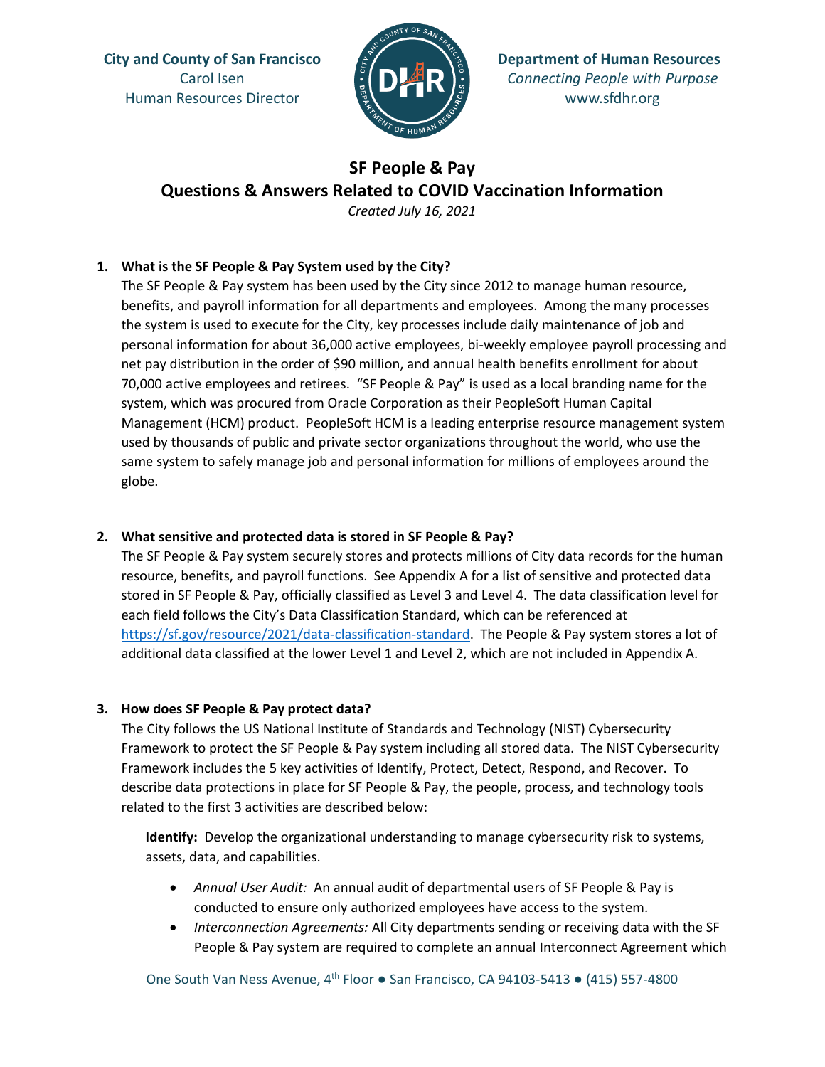City and County of San Francisco
Carol Isen
Human Resources Director

Department of Human Resources
*Connecting People with Purpose*
www.sfdhr.org

# SF People & Pay
## Questions & Answers Related to COVID Vaccination Information

*Created July 16, 2021*

1. **What is the SF People & Pay System used by the City?**
   The SF People & Pay system has been used by the City since 2012 to manage human resource, benefits, and payroll information for all departments and employees. Among the many processes the system is used to execute for the City, key processes include daily maintenance of job and personal information for about 36,000 active employees, bi-weekly employee payroll processing and net pay distribution in the order of $90 million, and annual health benefits enrollment for about 70,000 active employees and retirees. "SF People & Pay" is used as a local branding name for the system, which was procured from Oracle Corporation as their PeopleSoft Human Capital Management (HCM) product. PeopleSoft HCM is a leading enterprise resource management system used by thousands of public and private sector organizations throughout the world, who use the same system to safely manage job and personal information for millions of employees around the globe.

2. **What sensitive and protected data is stored in SF People & Pay?**
   The SF People & Pay system securely stores and protects millions of City data records for the human resource, benefits, and payroll functions. See Appendix A for a list of sensitive and protected data stored in SF People & Pay, officially classified as Level 3 and Level 4. The data classification level for each field follows the City's Data Classification Standard, which can be referenced at https://sf.gov/resource/2021/data-classification-standard. The People & Pay system stores a lot of additional data classified at the lower Level 1 and Level 2, which are not included in Appendix A.

3. **How does SF People & Pay protect data?**
   The City follows the US National Institute of Standards and Technology (NIST) Cybersecurity Framework to protect the SF People & Pay system including all stored data. The NIST Cybersecurity Framework includes the 5 key activities of Identify, Protect, Detect, Respond, and Recover. To describe data protections in place for SF People & Pay, the people, process, and technology tools related to the first 3 activities are described below:

   **Identify:** Develop the organizational understanding to manage cybersecurity risk to systems, assets, data, and capabilities.

   - *Annual User Audit:* An annual audit of departmental users of SF People & Pay is conducted to ensure only authorized employees have access to the system.
   - *Interconnection Agreements:* All City departments sending or receiving data with the SF People & Pay system are required to complete an annual Interconnect Agreement which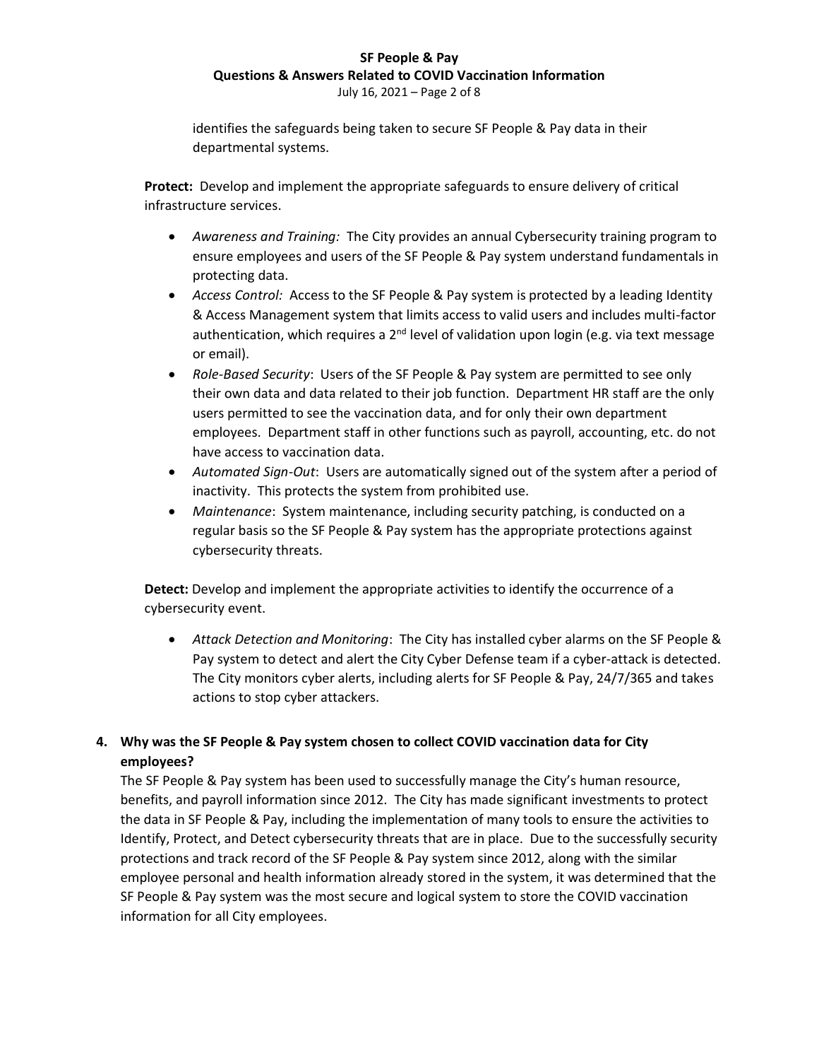identifies the safeguards being taken to secure SF People & Pay data in their departmental systems.

**Protect:** Develop and implement the appropriate safeguards to ensure delivery of critical infrastructure services.

- *Awareness and Training:* The City provides an annual Cybersecurity training program to ensure employees and users of the SF People & Pay system understand fundamentals in protecting data.
- *Access Control:* Access to the SF People & Pay system is protected by a leading Identity & Access Management system that limits access to valid users and includes multi-factor authentication, which requires a 2nd level of validation upon login (e.g. via text message or email).
- *Role-Based Security*: Users of the SF People & Pay system are permitted to see only their own data and data related to their job function. Department HR staff are the only users permitted to see the vaccination data, and for only their own department employees. Department staff in other functions such as payroll, accounting, etc. do not have access to vaccination data.
- *Automated Sign-Out*: Users are automatically signed out of the system after a period of inactivity. This protects the system from prohibited use.
- *Maintenance*: System maintenance, including security patching, is conducted on a regular basis so the SF People & Pay system has the appropriate protections against cybersecurity threats.

**Detect:** Develop and implement the appropriate activities to identify the occurrence of a cybersecurity event.

- *Attack Detection and Monitoring*: The City has installed cyber alarms on the SF People & Pay system to detect and alert the City Cyber Defense team if a cyber-attack is detected. The City monitors cyber alerts, including alerts for SF People & Pay, 24/7/365 and takes actions to stop cyber attackers.

**4. Why was the SF People & Pay system chosen to collect COVID vaccination data for City employees?**

The SF People & Pay system has been used to successfully manage the City's human resource, benefits, and payroll information since 2012. The City has made significant investments to protect the data in SF People & Pay, including the implementation of many tools to ensure the activities to Identify, Protect, and Detect cybersecurity threats that are in place. Due to the successfully security protections and track record of the SF People & Pay system since 2012, along with the similar employee personal and health information already stored in the system, it was determined that the SF People & Pay system was the most secure and logical system to store the COVID vaccination information for all City employees.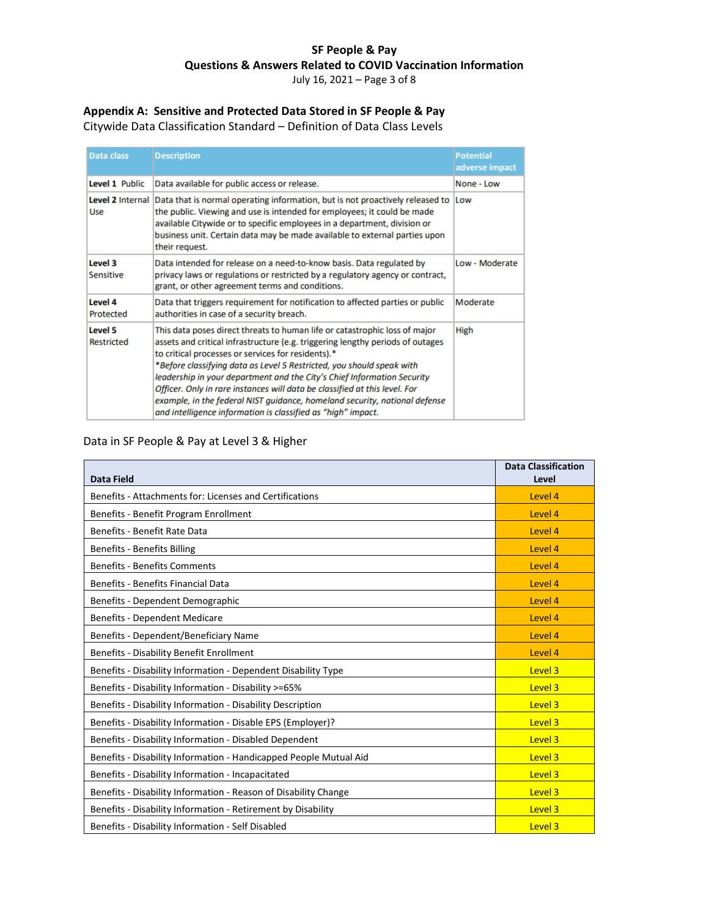## Appendix A: Sensitive and Protected Data Stored in SF People & Pay

Citywide Data Classification Standard – Definition of Data Class Levels

| Data class | Description | Potential adverse impact |
|---|---|---|
| **Level 1** Public | Data available for public access or release. | None - Low |
| **Level 2** Internal Use | Data that is normal operating information, but is not proactively released to the public. Viewing and use is intended for employees; it could be made available Citywide or to specific employees in a department, division or business unit. Certain data may be made available to external parties upon their request. | Low |
| **Level 3** Sensitive | Data intended for release on a need-to-know basis. Data regulated by privacy laws or regulations or restricted by a regulatory agency or contract, grant, or other agreement terms and conditions. | Low - Moderate |
| **Level 4** Protected | Data that triggers requirement for notification to affected parties or public authorities in case of a security breach. | Moderate |
| **Level 5** Restricted | This data poses direct threats to human life or catastrophic loss of major assets and critical infrastructure (e.g. triggering lengthy periods of outages to critical processes or services for residents).* *\*Before classifying data as Level 5 Restricted, you should speak with leadership in your department and the City's Chief Information Security Officer. Only in rare instances will data be classified at this level. For example, in the federal NIST guidance, homeland security, national defense and intelligence information is classified as "high" impact.* | High |

Data in SF People & Pay at Level 3 & Higher

| Data Field | Data Classification Level |
|---|---|
| Benefits - Attachments for: Licenses and Certifications | Level 4 |
| Benefits - Benefit Program Enrollment | Level 4 |
| Benefits - Benefit Rate Data | Level 4 |
| Benefits - Benefits Billing | Level 4 |
| Benefits - Benefits Comments | Level 4 |
| Benefits - Benefits Financial Data | Level 4 |
| Benefits - Dependent Demographic | Level 4 |
| Benefits - Dependent Medicare | Level 4 |
| Benefits - Dependent/Beneficiary Name | Level 4 |
| Benefits - Disability Benefit Enrollment | Level 4 |
| Benefits - Disability Information - Dependent Disability Type | Level 3 |
| Benefits - Disability Information - Disability >=65% | Level 3 |
| Benefits - Disability Information - Disability Description | Level 3 |
| Benefits - Disability Information - Disable EPS (Employer)? | Level 3 |
| Benefits - Disability Information - Disabled Dependent | Level 3 |
| Benefits - Disability Information - Handicapped People Mutual Aid | Level 3 |
| Benefits - Disability Information - Incapacitated | Level 3 |
| Benefits - Disability Information - Reason of Disability Change | Level 3 |
| Benefits - Disability Information - Retirement by Disability | Level 3 |
| Benefits - Disability Information - Self Disabled | Level 3 |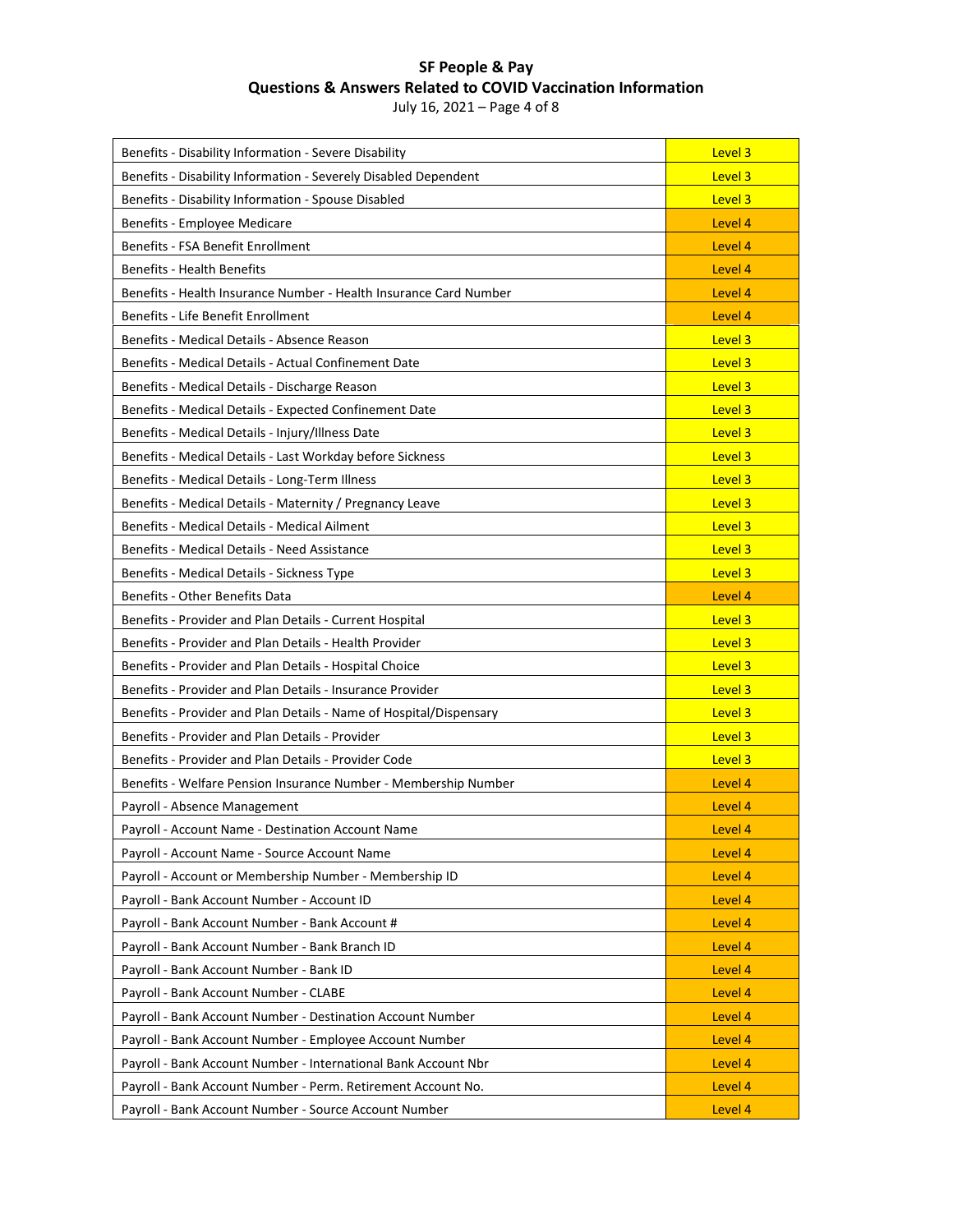| | |
|---|---|
| Benefits - Disability Information - Severe Disability | Level 3 |
| Benefits - Disability Information - Severely Disabled Dependent | Level 3 |
| Benefits - Disability Information - Spouse Disabled | Level 3 |
| Benefits - Employee Medicare | Level 4 |
| Benefits - FSA Benefit Enrollment | Level 4 |
| Benefits - Health Benefits | Level 4 |
| Benefits - Health Insurance Number - Health Insurance Card Number | Level 4 |
| Benefits - Life Benefit Enrollment | Level 4 |
| Benefits - Medical Details - Absence Reason | Level 3 |
| Benefits - Medical Details - Actual Confinement Date | Level 3 |
| Benefits - Medical Details - Discharge Reason | Level 3 |
| Benefits - Medical Details - Expected Confinement Date | Level 3 |
| Benefits - Medical Details - Injury/Illness Date | Level 3 |
| Benefits - Medical Details - Last Workday before Sickness | Level 3 |
| Benefits - Medical Details - Long-Term Illness | Level 3 |
| Benefits - Medical Details - Maternity / Pregnancy Leave | Level 3 |
| Benefits - Medical Details - Medical Ailment | Level 3 |
| Benefits - Medical Details - Need Assistance | Level 3 |
| Benefits - Medical Details - Sickness Type | Level 3 |
| Benefits - Other Benefits Data | Level 4 |
| Benefits - Provider and Plan Details - Current Hospital | Level 3 |
| Benefits - Provider and Plan Details - Health Provider | Level 3 |
| Benefits - Provider and Plan Details - Hospital Choice | Level 3 |
| Benefits - Provider and Plan Details - Insurance Provider | Level 3 |
| Benefits - Provider and Plan Details - Name of Hospital/Dispensary | Level 3 |
| Benefits - Provider and Plan Details - Provider | Level 3 |
| Benefits - Provider and Plan Details - Provider Code | Level 3 |
| Benefits - Welfare Pension Insurance Number - Membership Number | Level 4 |
| Payroll - Absence Management | Level 4 |
| Payroll - Account Name - Destination Account Name | Level 4 |
| Payroll - Account Name - Source Account Name | Level 4 |
| Payroll - Account or Membership Number - Membership ID | Level 4 |
| Payroll - Bank Account Number - Account ID | Level 4 |
| Payroll - Bank Account Number - Bank Account # | Level 4 |
| Payroll - Bank Account Number - Bank Branch ID | Level 4 |
| Payroll - Bank Account Number - Bank ID | Level 4 |
| Payroll - Bank Account Number - CLABE | Level 4 |
| Payroll - Bank Account Number - Destination Account Number | Level 4 |
| Payroll - Bank Account Number - Employee Account Number | Level 4 |
| Payroll - Bank Account Number - International Bank Account Nbr | Level 4 |
| Payroll - Bank Account Number - Perm. Retirement Account No. | Level 4 |
| Payroll - Bank Account Number - Source Account Number | Level 4 |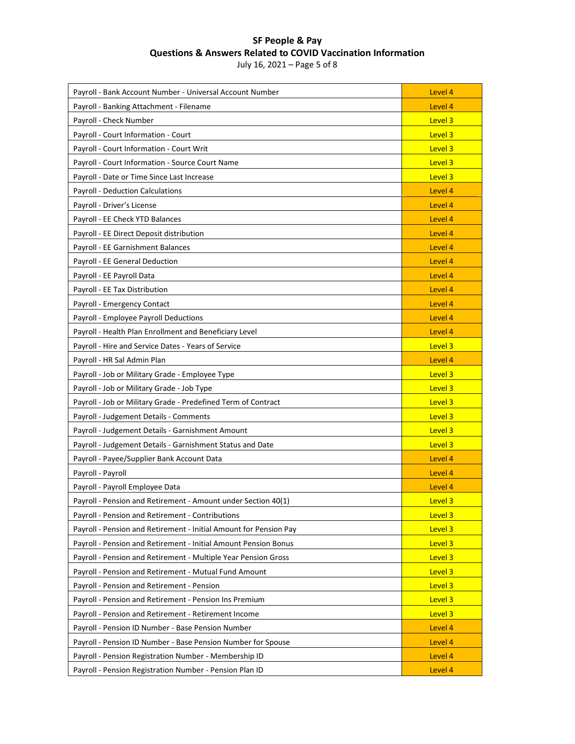| | |
|---|---|
| Payroll - Bank Account Number - Universal Account Number | Level 4 |
| Payroll - Banking Attachment - Filename | Level 4 |
| Payroll - Check Number | Level 3 |
| Payroll - Court Information - Court | Level 3 |
| Payroll - Court Information - Court Writ | Level 3 |
| Payroll - Court Information - Source Court Name | Level 3 |
| Payroll - Date or Time Since Last Increase | Level 3 |
| Payroll - Deduction Calculations | Level 4 |
| Payroll - Driver's License | Level 4 |
| Payroll - EE Check YTD Balances | Level 4 |
| Payroll - EE Direct Deposit distribution | Level 4 |
| Payroll - EE Garnishment Balances | Level 4 |
| Payroll - EE General Deduction | Level 4 |
| Payroll - EE Payroll Data | Level 4 |
| Payroll - EE Tax Distribution | Level 4 |
| Payroll - Emergency Contact | Level 4 |
| Payroll - Employee Payroll Deductions | Level 4 |
| Payroll - Health Plan Enrollment and Beneficiary Level | Level 4 |
| Payroll - Hire and Service Dates - Years of Service | Level 3 |
| Payroll - HR Sal Admin Plan | Level 4 |
| Payroll - Job or Military Grade - Employee Type | Level 3 |
| Payroll - Job or Military Grade - Job Type | Level 3 |
| Payroll - Job or Military Grade - Predefined Term of Contract | Level 3 |
| Payroll - Judgement Details - Comments | Level 3 |
| Payroll - Judgement Details - Garnishment Amount | Level 3 |
| Payroll - Judgement Details - Garnishment Status and Date | Level 3 |
| Payroll - Payee/Supplier Bank Account Data | Level 4 |
| Payroll - Payroll | Level 4 |
| Payroll - Payroll Employee Data | Level 4 |
| Payroll - Pension and Retirement - Amount under Section 40(1) | Level 3 |
| Payroll - Pension and Retirement - Contributions | Level 3 |
| Payroll - Pension and Retirement - Initial Amount for Pension Pay | Level 3 |
| Payroll - Pension and Retirement - Initial Amount Pension Bonus | Level 3 |
| Payroll - Pension and Retirement - Multiple Year Pension Gross | Level 3 |
| Payroll - Pension and Retirement - Mutual Fund Amount | Level 3 |
| Payroll - Pension and Retirement - Pension | Level 3 |
| Payroll - Pension and Retirement - Pension Ins Premium | Level 3 |
| Payroll - Pension and Retirement - Retirement Income | Level 3 |
| Payroll - Pension ID Number - Base Pension Number | Level 4 |
| Payroll - Pension ID Number - Base Pension Number for Spouse | Level 4 |
| Payroll - Pension Registration Number - Membership ID | Level 4 |
| Payroll - Pension Registration Number - Pension Plan ID | Level 4 |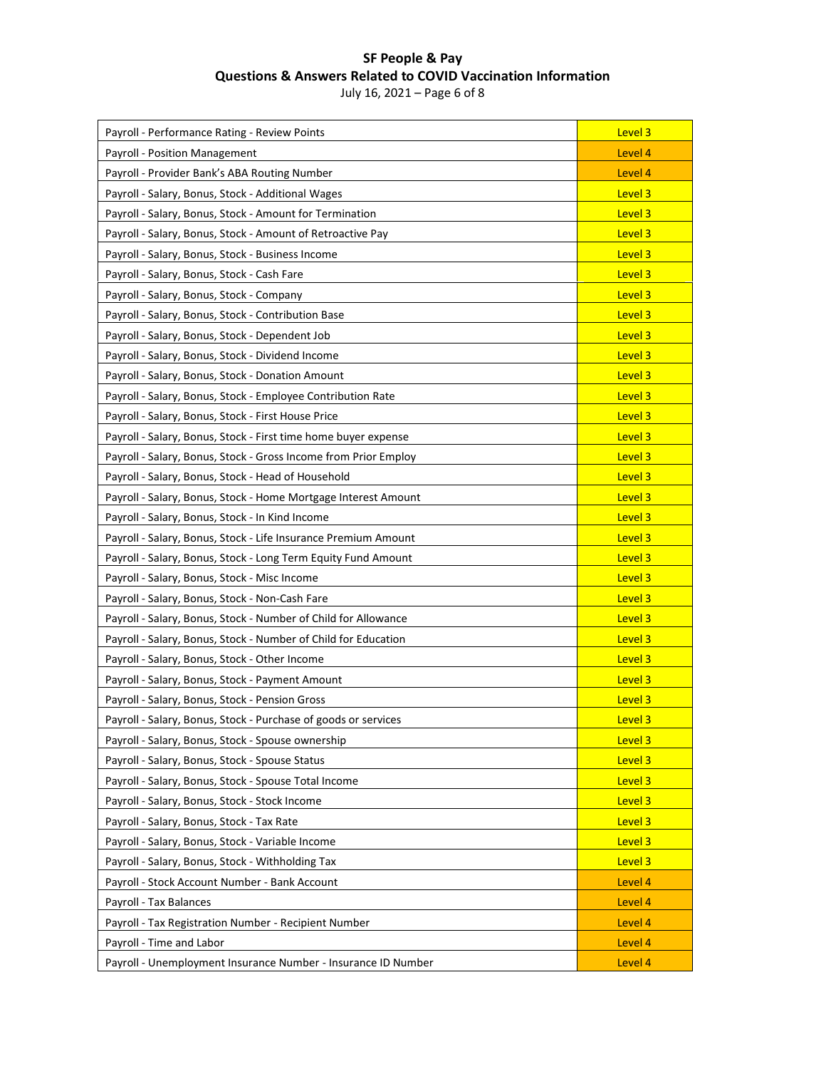| | |
|---|---|
| Payroll - Performance Rating - Review Points | Level 3 |
| Payroll - Position Management | Level 4 |
| Payroll - Provider Bank's ABA Routing Number | Level 4 |
| Payroll - Salary, Bonus, Stock - Additional Wages | Level 3 |
| Payroll - Salary, Bonus, Stock - Amount for Termination | Level 3 |
| Payroll - Salary, Bonus, Stock - Amount of Retroactive Pay | Level 3 |
| Payroll - Salary, Bonus, Stock - Business Income | Level 3 |
| Payroll - Salary, Bonus, Stock - Cash Fare | Level 3 |
| Payroll - Salary, Bonus, Stock - Company | Level 3 |
| Payroll - Salary, Bonus, Stock - Contribution Base | Level 3 |
| Payroll - Salary, Bonus, Stock - Dependent Job | Level 3 |
| Payroll - Salary, Bonus, Stock - Dividend Income | Level 3 |
| Payroll - Salary, Bonus, Stock - Donation Amount | Level 3 |
| Payroll - Salary, Bonus, Stock - Employee Contribution Rate | Level 3 |
| Payroll - Salary, Bonus, Stock - First House Price | Level 3 |
| Payroll - Salary, Bonus, Stock - First time home buyer expense | Level 3 |
| Payroll - Salary, Bonus, Stock - Gross Income from Prior Employ | Level 3 |
| Payroll - Salary, Bonus, Stock - Head of Household | Level 3 |
| Payroll - Salary, Bonus, Stock - Home Mortgage Interest Amount | Level 3 |
| Payroll - Salary, Bonus, Stock - In Kind Income | Level 3 |
| Payroll - Salary, Bonus, Stock - Life Insurance Premium Amount | Level 3 |
| Payroll - Salary, Bonus, Stock - Long Term Equity Fund Amount | Level 3 |
| Payroll - Salary, Bonus, Stock - Misc Income | Level 3 |
| Payroll - Salary, Bonus, Stock - Non-Cash Fare | Level 3 |
| Payroll - Salary, Bonus, Stock - Number of Child for Allowance | Level 3 |
| Payroll - Salary, Bonus, Stock - Number of Child for Education | Level 3 |
| Payroll - Salary, Bonus, Stock - Other Income | Level 3 |
| Payroll - Salary, Bonus, Stock - Payment Amount | Level 3 |
| Payroll - Salary, Bonus, Stock - Pension Gross | Level 3 |
| Payroll - Salary, Bonus, Stock - Purchase of goods or services | Level 3 |
| Payroll - Salary, Bonus, Stock - Spouse ownership | Level 3 |
| Payroll - Salary, Bonus, Stock - Spouse Status | Level 3 |
| Payroll - Salary, Bonus, Stock - Spouse Total Income | Level 3 |
| Payroll - Salary, Bonus, Stock - Stock Income | Level 3 |
| Payroll - Salary, Bonus, Stock - Tax Rate | Level 3 |
| Payroll - Salary, Bonus, Stock - Variable Income | Level 3 |
| Payroll - Salary, Bonus, Stock - Withholding Tax | Level 3 |
| Payroll - Stock Account Number - Bank Account | Level 4 |
| Payroll - Tax Balances | Level 4 |
| Payroll - Tax Registration Number - Recipient Number | Level 4 |
| Payroll - Time and Labor | Level 4 |
| Payroll - Unemployment Insurance Number - Insurance ID Number | Level 4 |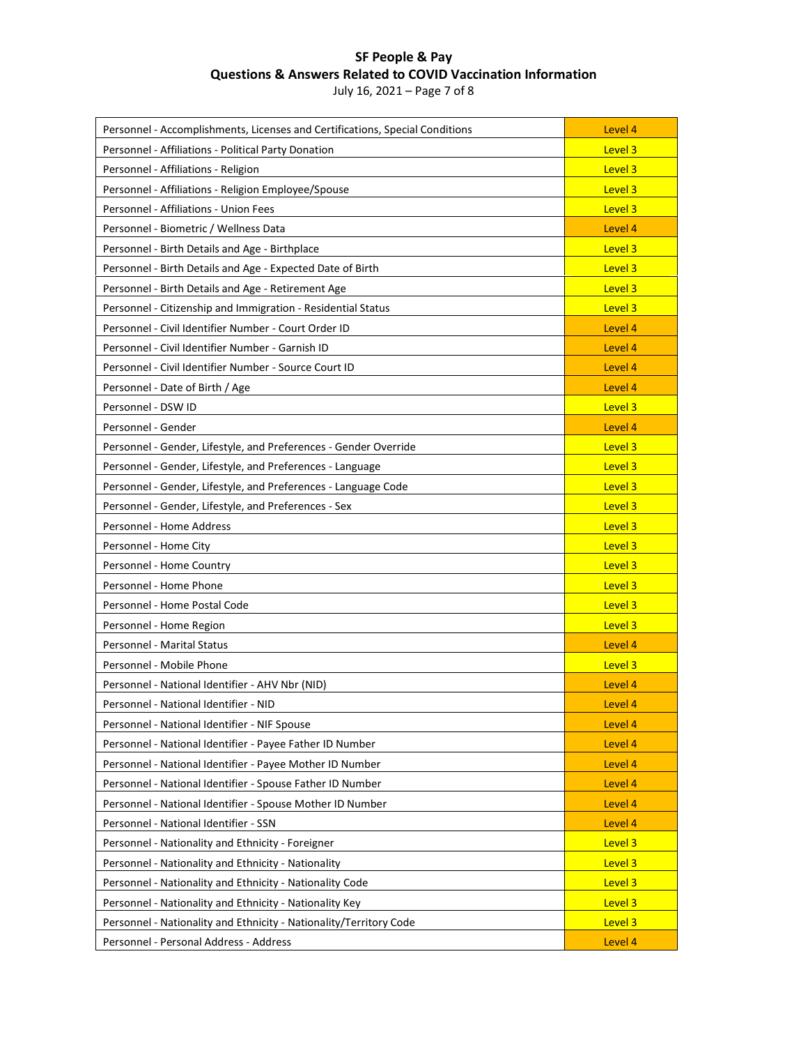| | |
|---|---|
| Personnel - Accomplishments, Licenses and Certifications, Special Conditions | Level 4 |
| Personnel - Affiliations - Political Party Donation | Level 3 |
| Personnel - Affiliations - Religion | Level 3 |
| Personnel - Affiliations - Religion Employee/Spouse | Level 3 |
| Personnel - Affiliations - Union Fees | Level 3 |
| Personnel - Biometric / Wellness Data | Level 4 |
| Personnel - Birth Details and Age - Birthplace | Level 3 |
| Personnel - Birth Details and Age - Expected Date of Birth | Level 3 |
| Personnel - Birth Details and Age - Retirement Age | Level 3 |
| Personnel - Citizenship and Immigration - Residential Status | Level 3 |
| Personnel - Civil Identifier Number - Court Order ID | Level 4 |
| Personnel - Civil Identifier Number - Garnish ID | Level 4 |
| Personnel - Civil Identifier Number - Source Court ID | Level 4 |
| Personnel - Date of Birth / Age | Level 4 |
| Personnel - DSW ID | Level 3 |
| Personnel - Gender | Level 4 |
| Personnel - Gender, Lifestyle, and Preferences - Gender Override | Level 3 |
| Personnel - Gender, Lifestyle, and Preferences - Language | Level 3 |
| Personnel - Gender, Lifestyle, and Preferences - Language Code | Level 3 |
| Personnel - Gender, Lifestyle, and Preferences - Sex | Level 3 |
| Personnel - Home Address | Level 3 |
| Personnel - Home City | Level 3 |
| Personnel - Home Country | Level 3 |
| Personnel - Home Phone | Level 3 |
| Personnel - Home Postal Code | Level 3 |
| Personnel - Home Region | Level 3 |
| Personnel - Marital Status | Level 4 |
| Personnel - Mobile Phone | Level 3 |
| Personnel - National Identifier - AHV Nbr (NID) | Level 4 |
| Personnel - National Identifier - NID | Level 4 |
| Personnel - National Identifier - NIF Spouse | Level 4 |
| Personnel - National Identifier - Payee Father ID Number | Level 4 |
| Personnel - National Identifier - Payee Mother ID Number | Level 4 |
| Personnel - National Identifier - Spouse Father ID Number | Level 4 |
| Personnel - National Identifier - Spouse Mother ID Number | Level 4 |
| Personnel - National Identifier - SSN | Level 4 |
| Personnel - Nationality and Ethnicity - Foreigner | Level 3 |
| Personnel - Nationality and Ethnicity - Nationality | Level 3 |
| Personnel - Nationality and Ethnicity - Nationality Code | Level 3 |
| Personnel - Nationality and Ethnicity - Nationality Key | Level 3 |
| Personnel - Nationality and Ethnicity - Nationality/Territory Code | Level 3 |
| Personnel - Personal Address - Address | Level 4 |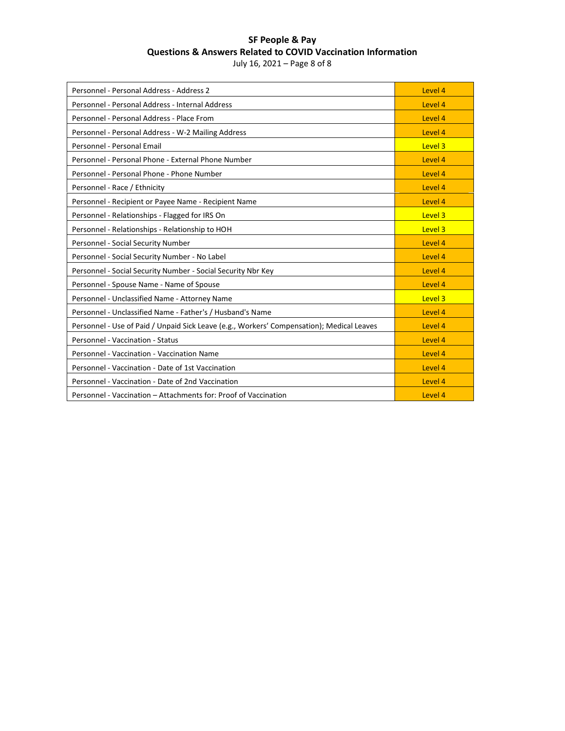| | |
|---|---|
| Personnel - Personal Address - Address 2 | Level 4 |
| Personnel - Personal Address - Internal Address | Level 4 |
| Personnel - Personal Address - Place From | Level 4 |
| Personnel - Personal Address - W-2 Mailing Address | Level 4 |
| Personnel - Personal Email | Level 3 |
| Personnel - Personal Phone - External Phone Number | Level 4 |
| Personnel - Personal Phone - Phone Number | Level 4 |
| Personnel - Race / Ethnicity | Level 4 |
| Personnel - Recipient or Payee Name - Recipient Name | Level 4 |
| Personnel - Relationships - Flagged for IRS On | Level 3 |
| Personnel - Relationships - Relationship to HOH | Level 3 |
| Personnel - Social Security Number | Level 4 |
| Personnel - Social Security Number - No Label | Level 4 |
| Personnel - Social Security Number - Social Security Nbr Key | Level 4 |
| Personnel - Spouse Name - Name of Spouse | Level 4 |
| Personnel - Unclassified Name - Attorney Name | Level 3 |
| Personnel - Unclassified Name - Father's / Husband's Name | Level 4 |
| Personnel - Use of Paid / Unpaid Sick Leave (e.g., Workers' Compensation); Medical Leaves | Level 4 |
| Personnel - Vaccination - Status | Level 4 |
| Personnel - Vaccination - Vaccination Name | Level 4 |
| Personnel - Vaccination - Date of 1st Vaccination | Level 4 |
| Personnel - Vaccination - Date of 2nd Vaccination | Level 4 |
| Personnel - Vaccination – Attachments for: Proof of Vaccination | Level 4 |